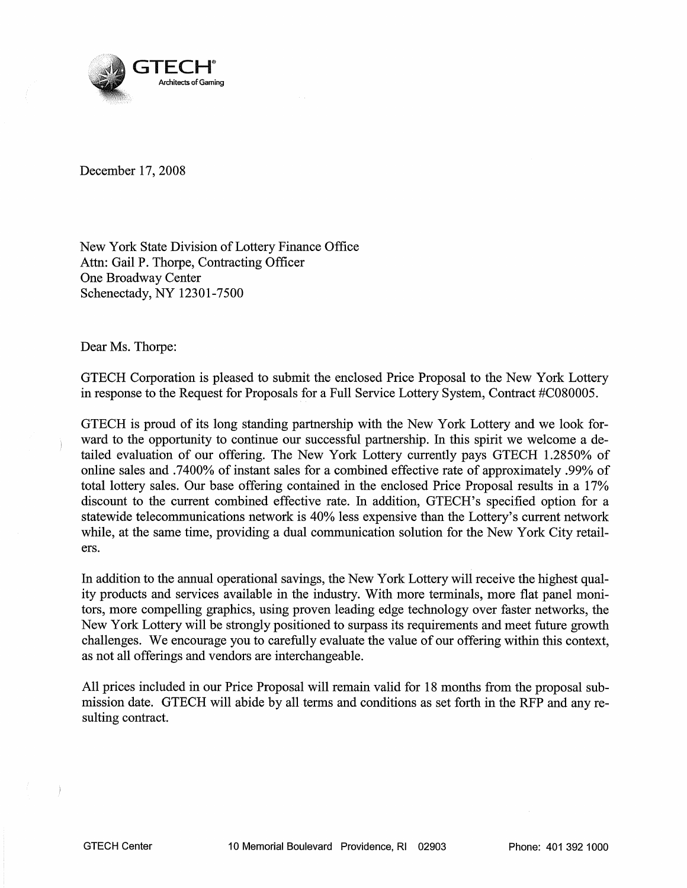GTECH®
Architects of Gaming

December 17, 2008

New York State Division of Lottery Finance Office
Attn: Gail P. Thorpe, Contracting Officer
One Broadway Center
Schenectady, NY 12301-7500

Dear Ms. Thorpe:

GTECH Corporation is pleased to submit the enclosed Price Proposal to the New York Lottery in response to the Request for Proposals for a Full Service Lottery System, Contract #C080005.

GTECH is proud of its long standing partnership with the New York Lottery and we look forward to the opportunity to continue our successful partnership. In this spirit we welcome a detailed evaluation of our offering. The New York Lottery currently pays GTECH 1.2850% of online sales and .7400% of instant sales for a combined effective rate of approximately .99% of total lottery sales. Our base offering contained in the enclosed Price Proposal results in a 17% discount to the current combined effective rate. In addition, GTECH's specified option for a statewide telecommunications network is 40% less expensive than the Lottery's current network while, at the same time, providing a dual communication solution for the New York City retailers.

In addition to the annual operational savings, the New York Lottery will receive the highest quality products and services available in the industry. With more terminals, more flat panel monitors, more compelling graphics, using proven leading edge technology over faster networks, the New York Lottery will be strongly positioned to surpass its requirements and meet future growth challenges. We encourage you to carefully evaluate the value of our offering within this context, as not all offerings and vendors are interchangeable.

All prices included in our Price Proposal will remain valid for 18 months from the proposal submission date. GTECH will abide by all terms and conditions as set forth in the RFP and any resulting contract.

GTECH Center    10 Memorial Boulevard Providence, RI 02903    Phone: 401 392 1000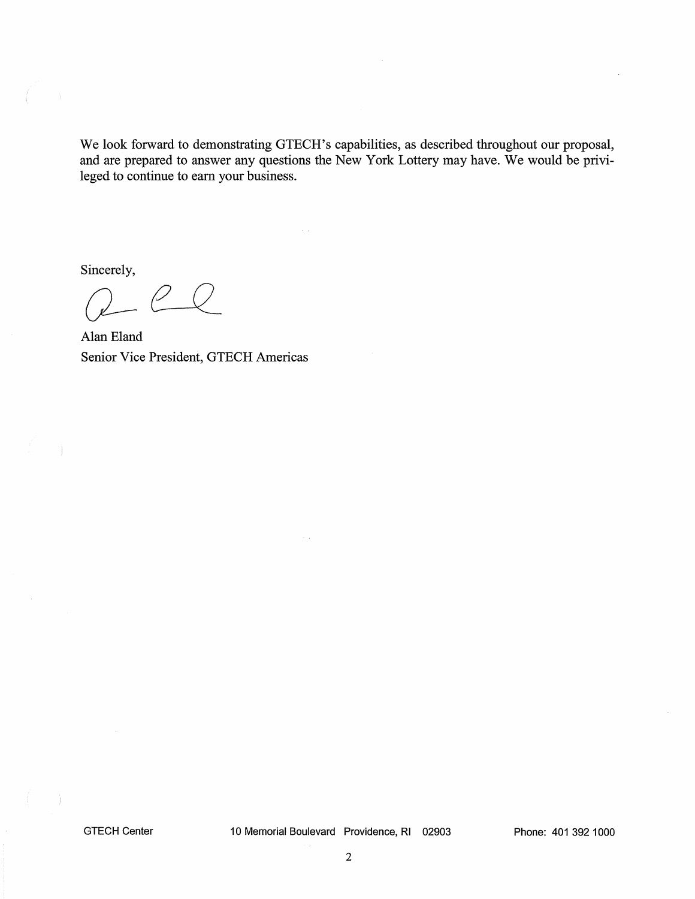We look forward to demonstrating GTECH's capabilities, as described throughout our proposal, and are prepared to answer any questions the New York Lottery may have. We would be privileged to continue to earn your business.

Sincerely,

Alan Eland
Senior Vice President, GTECH Americas

GTECH Center 10 Memorial Boulevard Providence, RI 02903 Phone: 401 392 1000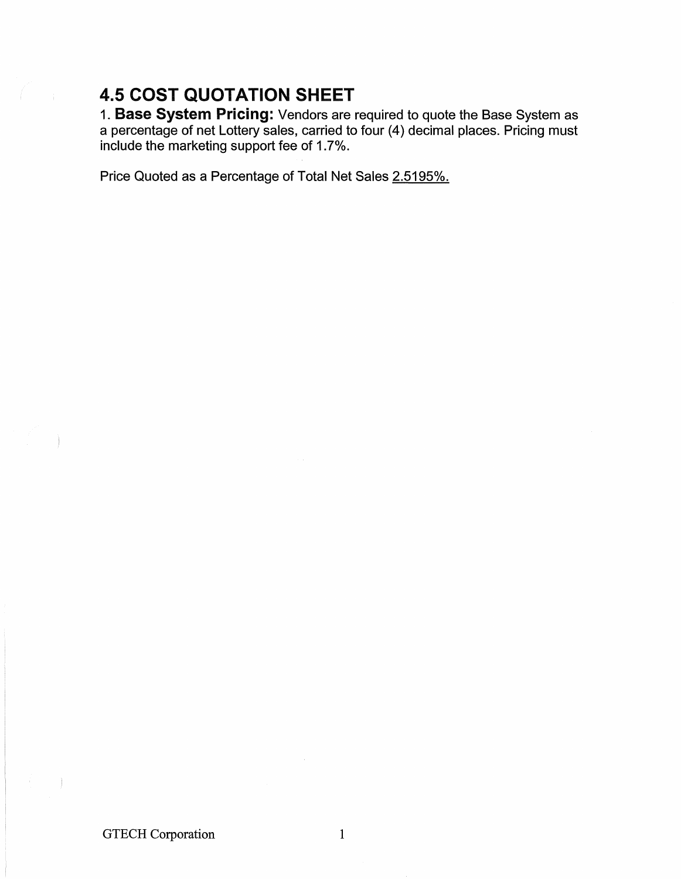## 4.5 COST QUOTATION SHEET

1. **Base System Pricing:** Vendors are required to quote the Base System as a percentage of net Lottery sales, carried to four (4) decimal places. Pricing must include the marketing support fee of 1.7%.

Price Quoted as a Percentage of Total Net Sales 2.5195%.

GTECH Corporation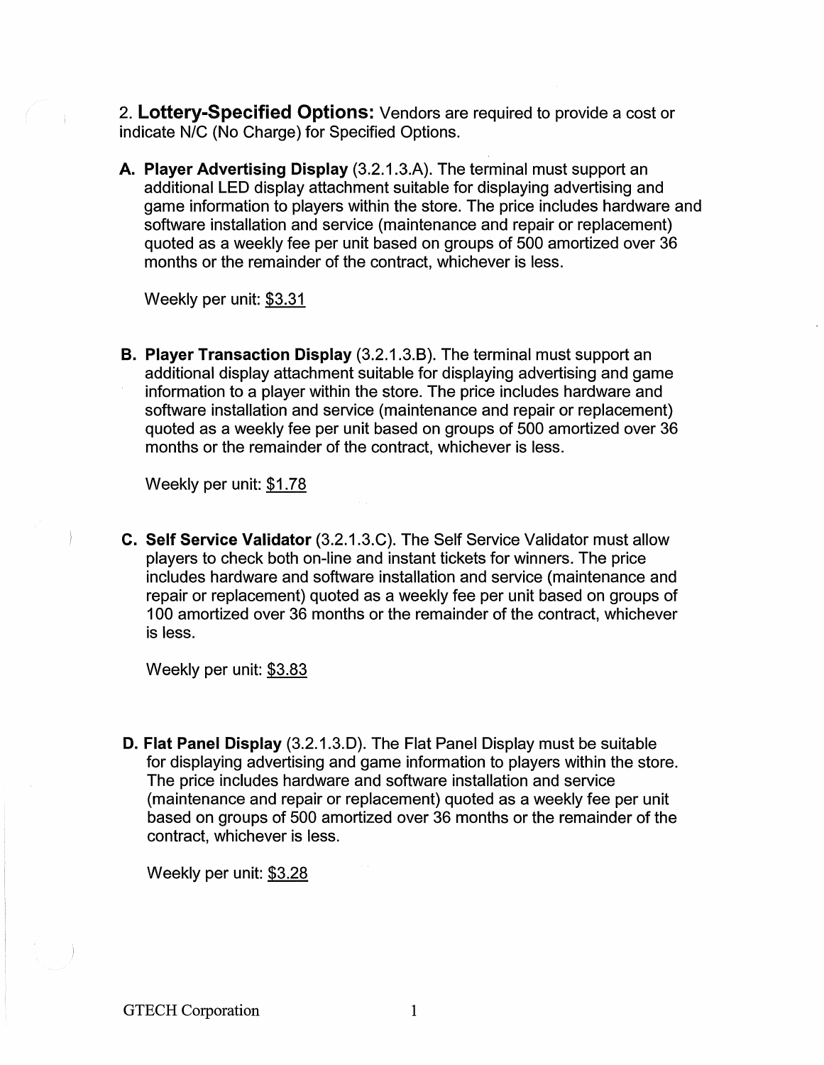2. **Lottery-Specified Options:** Vendors are required to provide a cost or indicate N/C (No Charge) for Specified Options.

**A. Player Advertising Display** (3.2.1.3.A). The terminal must support an additional LED display attachment suitable for displaying advertising and game information to players within the store. The price includes hardware and software installation and service (maintenance and repair or replacement) quoted as a weekly fee per unit based on groups of 500 amortized over 36 months or the remainder of the contract, whichever is less.

Weekly per unit: $3.31

**B. Player Transaction Display** (3.2.1.3.B). The terminal must support an additional display attachment suitable for displaying advertising and game information to a player within the store. The price includes hardware and software installation and service (maintenance and repair or replacement) quoted as a weekly fee per unit based on groups of 500 amortized over 36 months or the remainder of the contract, whichever is less.

Weekly per unit: $1.78

**C. Self Service Validator** (3.2.1.3.C). The Self Service Validator must allow players to check both on-line and instant tickets for winners. The price includes hardware and software installation and service (maintenance and repair or replacement) quoted as a weekly fee per unit based on groups of 100 amortized over 36 months or the remainder of the contract, whichever is less.

Weekly per unit: $3.83

**D. Flat Panel Display** (3.2.1.3.D). The Flat Panel Display must be suitable for displaying advertising and game information to players within the store. The price includes hardware and software installation and service (maintenance and repair or replacement) quoted as a weekly fee per unit based on groups of 500 amortized over 36 months or the remainder of the contract, whichever is less.

Weekly per unit: $3.28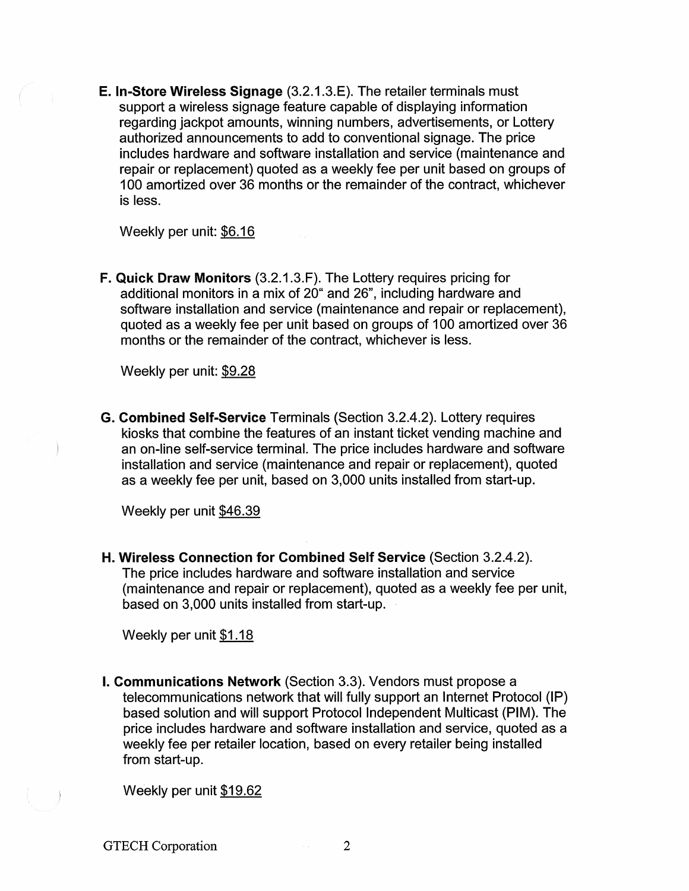**E. In-Store Wireless Signage** (3.2.1.3.E). The retailer terminals must support a wireless signage feature capable of displaying information regarding jackpot amounts, winning numbers, advertisements, or Lottery authorized announcements to add to conventional signage. The price includes hardware and software installation and service (maintenance and repair or replacement) quoted as a weekly fee per unit based on groups of 100 amortized over 36 months or the remainder of the contract, whichever is less.

Weekly per unit: $6.16

**F. Quick Draw Monitors** (3.2.1.3.F). The Lottery requires pricing for additional monitors in a mix of 20" and 26", including hardware and software installation and service (maintenance and repair or replacement), quoted as a weekly fee per unit based on groups of 100 amortized over 36 months or the remainder of the contract, whichever is less.

Weekly per unit: $9.28

**G. Combined Self-Service** Terminals (Section 3.2.4.2). Lottery requires kiosks that combine the features of an instant ticket vending machine and an on-line self-service terminal. The price includes hardware and software installation and service (maintenance and repair or replacement), quoted as a weekly fee per unit, based on 3,000 units installed from start-up.

Weekly per unit $46.39

**H. Wireless Connection for Combined Self Service** (Section 3.2.4.2). The price includes hardware and software installation and service (maintenance and repair or replacement), quoted as a weekly fee per unit, based on 3,000 units installed from start-up.

Weekly per unit $1.18

**I. Communications Network** (Section 3.3). Vendors must propose a telecommunications network that will fully support an Internet Protocol (IP) based solution and will support Protocol Independent Multicast (PIM). The price includes hardware and software installation and service, quoted as a weekly fee per retailer location, based on every retailer being installed from start-up.

Weekly per unit $19.62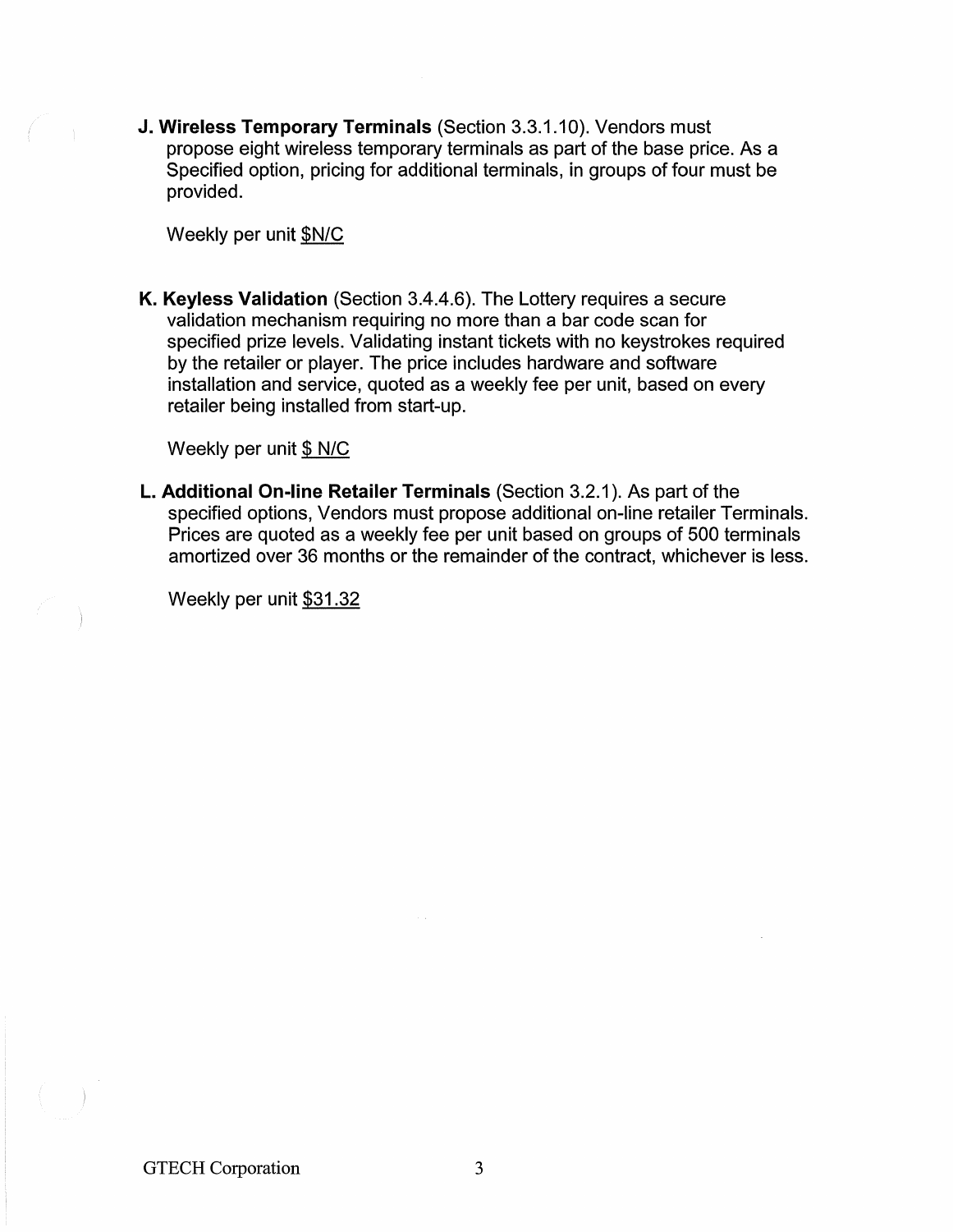**J. Wireless Temporary Terminals** (Section 3.3.1.10). Vendors must propose eight wireless temporary terminals as part of the base price. As a Specified option, pricing for additional terminals, in groups of four must be provided.

Weekly per unit $N/C

**K. Keyless Validation** (Section 3.4.4.6). The Lottery requires a secure validation mechanism requiring no more than a bar code scan for specified prize levels. Validating instant tickets with no keystrokes required by the retailer or player. The price includes hardware and software installation and service, quoted as a weekly fee per unit, based on every retailer being installed from start-up.

Weekly per unit $ N/C

**L. Additional On-line Retailer Terminals** (Section 3.2.1). As part of the specified options, Vendors must propose additional on-line retailer Terminals. Prices are quoted as a weekly fee per unit based on groups of 500 terminals amortized over 36 months or the remainder of the contract, whichever is less.

Weekly per unit $31.32

GTECH Corporation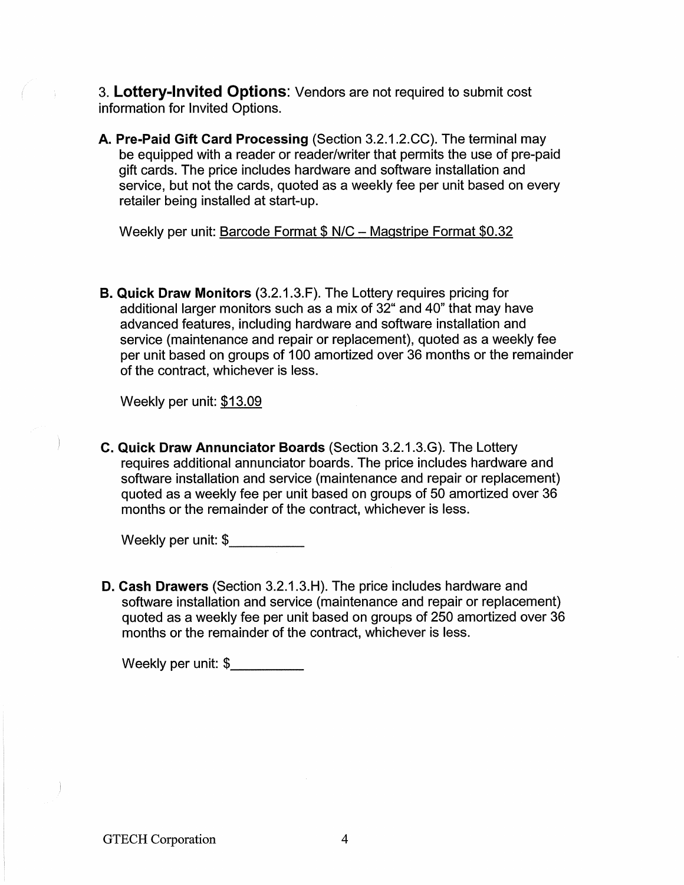3. **Lottery-Invited Options**: Vendors are not required to submit cost information for Invited Options.

**A. Pre-Paid Gift Card Processing** (Section 3.2.1.2.CC). The terminal may be equipped with a reader or reader/writer that permits the use of pre-paid gift cards. The price includes hardware and software installation and service, but not the cards, quoted as a weekly fee per unit based on every retailer being installed at start-up.

Weekly per unit: Barcode Format $ N/C – Magstripe Format $0.32

**B. Quick Draw Monitors** (3.2.1.3.F). The Lottery requires pricing for additional larger monitors such as a mix of 32" and 40" that may have advanced features, including hardware and software installation and service (maintenance and repair or replacement), quoted as a weekly fee per unit based on groups of 100 amortized over 36 months or the remainder of the contract, whichever is less.

Weekly per unit: $13.09

**C. Quick Draw Annunciator Boards** (Section 3.2.1.3.G). The Lottery requires additional annunciator boards. The price includes hardware and software installation and service (maintenance and repair or replacement) quoted as a weekly fee per unit based on groups of 50 amortized over 36 months or the remainder of the contract, whichever is less.

Weekly per unit: $__________

**D. Cash Drawers** (Section 3.2.1.3.H). The price includes hardware and software installation and service (maintenance and repair or replacement) quoted as a weekly fee per unit based on groups of 250 amortized over 36 months or the remainder of the contract, whichever is less.

Weekly per unit: $__________

GTECH Corporation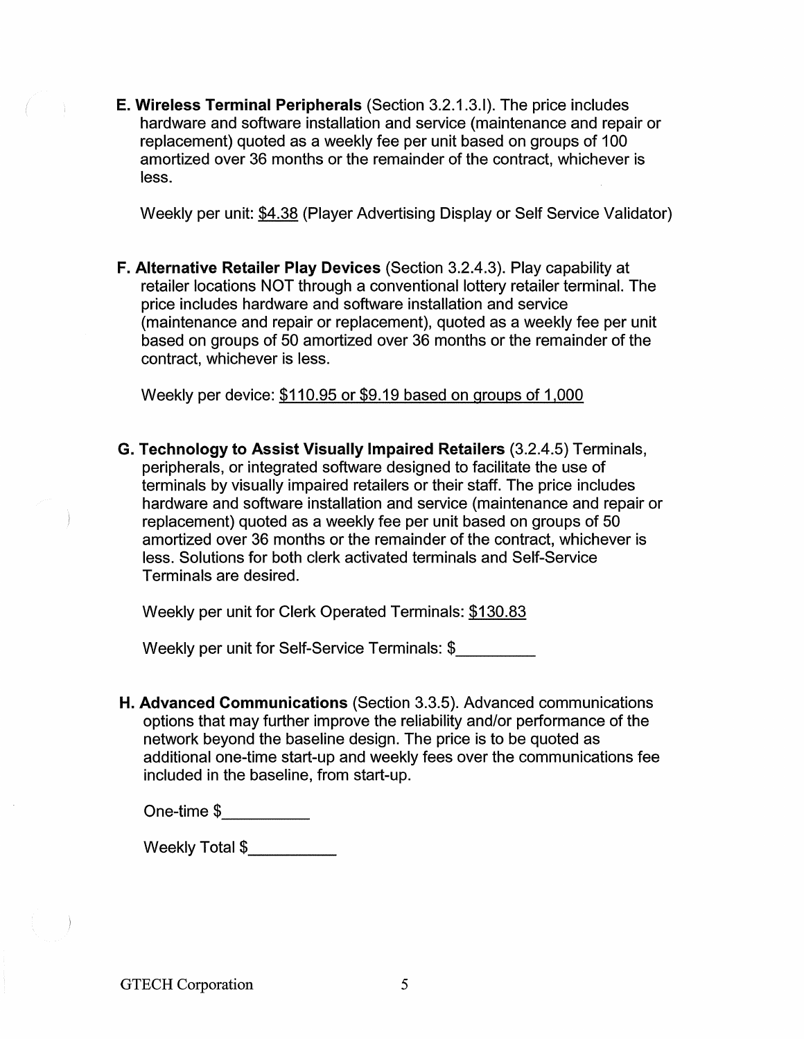**E. Wireless Terminal Peripherals** (Section 3.2.1.3.I). The price includes hardware and software installation and service (maintenance and repair or replacement) quoted as a weekly fee per unit based on groups of 100 amortized over 36 months or the remainder of the contract, whichever is less.

Weekly per unit: $4.38 (Player Advertising Display or Self Service Validator)

**F. Alternative Retailer Play Devices** (Section 3.2.4.3). Play capability at retailer locations NOT through a conventional lottery retailer terminal. The price includes hardware and software installation and service (maintenance and repair or replacement), quoted as a weekly fee per unit based on groups of 50 amortized over 36 months or the remainder of the contract, whichever is less.

Weekly per device: $110.95 or $9.19 based on groups of 1,000

**G. Technology to Assist Visually Impaired Retailers** (3.2.4.5) Terminals, peripherals, or integrated software designed to facilitate the use of terminals by visually impaired retailers or their staff. The price includes hardware and software installation and service (maintenance and repair or replacement) quoted as a weekly fee per unit based on groups of 50 amortized over 36 months or the remainder of the contract, whichever is less. Solutions for both clerk activated terminals and Self-Service Terminals are desired.

Weekly per unit for Clerk Operated Terminals: $130.83

Weekly per unit for Self-Service Terminals: $_________

**H. Advanced Communications** (Section 3.3.5). Advanced communications options that may further improve the reliability and/or performance of the network beyond the baseline design. The price is to be quoted as additional one-time start-up and weekly fees over the communications fee included in the baseline, from start-up.

One-time $__________

Weekly Total $__________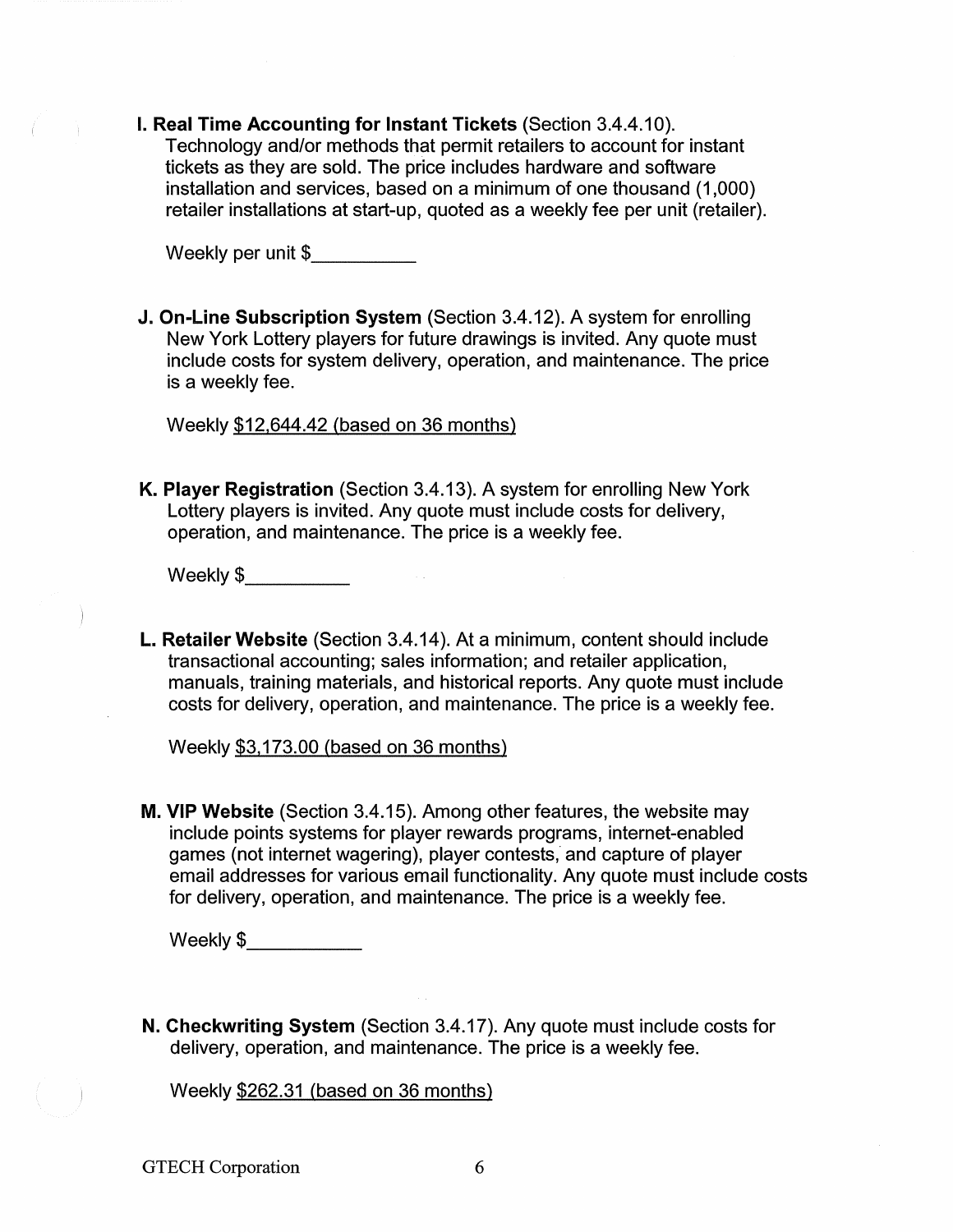**I. Real Time Accounting for Instant Tickets** (Section 3.4.4.10). Technology and/or methods that permit retailers to account for instant tickets as they are sold. The price includes hardware and software installation and services, based on a minimum of one thousand (1,000) retailer installations at start-up, quoted as a weekly fee per unit (retailer).

Weekly per unit $__________

**J. On-Line Subscription System** (Section 3.4.12). A system for enrolling New York Lottery players for future drawings is invited. Any quote must include costs for system delivery, operation, and maintenance. The price is a weekly fee.

Weekly $12,644.42 (based on 36 months)

**K. Player Registration** (Section 3.4.13). A system for enrolling New York Lottery players is invited. Any quote must include costs for delivery, operation, and maintenance. The price is a weekly fee.

Weekly $__________

**L. Retailer Website** (Section 3.4.14). At a minimum, content should include transactional accounting; sales information; and retailer application, manuals, training materials, and historical reports. Any quote must include costs for delivery, operation, and maintenance. The price is a weekly fee.

Weekly $3,173.00 (based on 36 months)

**M. VIP Website** (Section 3.4.15). Among other features, the website may include points systems for player rewards programs, internet-enabled games (not internet wagering), player contests, and capture of player email addresses for various email functionality. Any quote must include costs for delivery, operation, and maintenance. The price is a weekly fee.

Weekly $__________

**N. Checkwriting System** (Section 3.4.17). Any quote must include costs for delivery, operation, and maintenance. The price is a weekly fee.

Weekly $262.31 (based on 36 months)

GTECH Corporation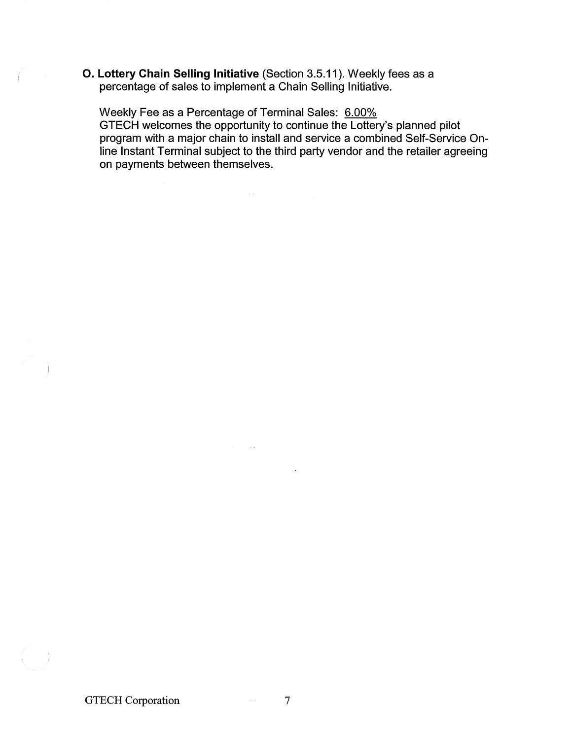**O. Lottery Chain Selling Initiative** (Section 3.5.11). Weekly fees as a percentage of sales to implement a Chain Selling Initiative.

Weekly Fee as a Percentage of Terminal Sales: 6.00%
GTECH welcomes the opportunity to continue the Lottery's planned pilot program with a major chain to install and service a combined Self-Service On-line Instant Terminal subject to the third party vendor and the retailer agreeing on payments between themselves.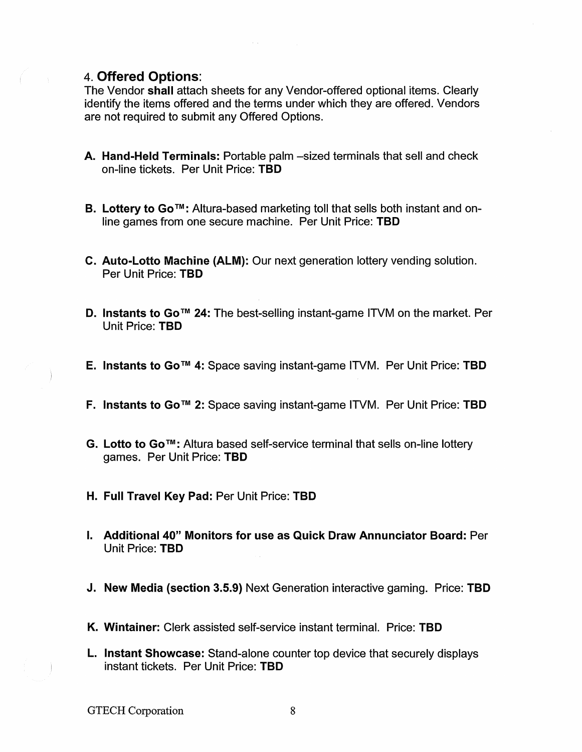## 4. **Offered Options**:

The Vendor **shall** attach sheets for any Vendor-offered optional items. Clearly identify the items offered and the terms under which they are offered. Vendors are not required to submit any Offered Options.

A. **Hand-Held Terminals:** Portable palm –sized terminals that sell and check on-line tickets. Per Unit Price: **TBD**

B. **Lottery to Go™:** Altura-based marketing toll that sells both instant and on-line games from one secure machine. Per Unit Price: **TBD**

C. **Auto-Lotto Machine (ALM):** Our next generation lottery vending solution. Per Unit Price: **TBD**

D. **Instants to Go™ 24:** The best-selling instant-game ITVM on the market. Per Unit Price: **TBD**

E. **Instants to Go™ 4:** Space saving instant-game ITVM. Per Unit Price: **TBD**

F. **Instants to Go™ 2:** Space saving instant-game ITVM. Per Unit Price: **TBD**

G. **Lotto to Go™:** Altura based self-service terminal that sells on-line lottery games. Per Unit Price: **TBD**

H. **Full Travel Key Pad:** Per Unit Price: **TBD**

I. **Additional 40" Monitors for use as Quick Draw Annunciator Board:** Per Unit Price: **TBD**

J. **New Media (section 3.5.9)** Next Generation interactive gaming. Price: **TBD**

K. **Wintainer:** Clerk assisted self-service instant terminal. Price: **TBD**

L. **Instant Showcase:** Stand-alone counter top device that securely displays instant tickets. Per Unit Price: **TBD**

GTECH Corporation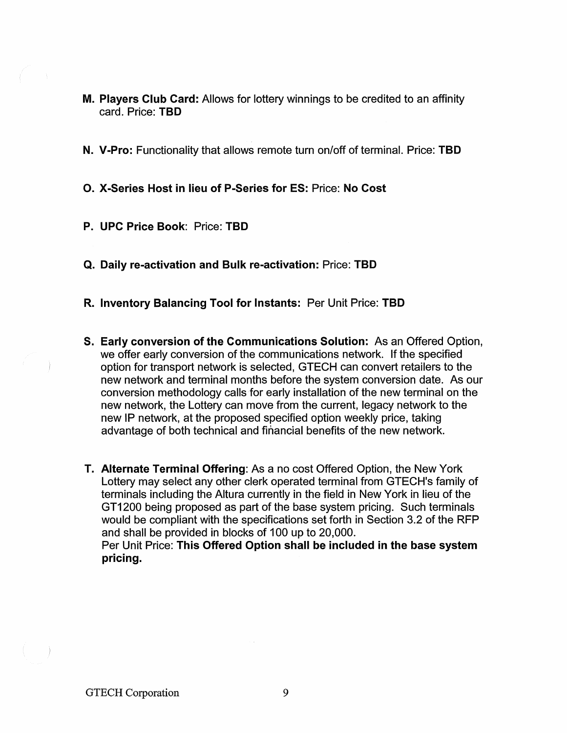M. **Players Club Card:** Allows for lottery winnings to be credited to an affinity card. Price: **TBD**

N. **V-Pro:** Functionality that allows remote turn on/off of terminal. Price: **TBD**

O. **X-Series Host in lieu of P-Series for ES:** Price: **No Cost**

P. **UPC Price Book**: Price: **TBD**

Q. **Daily re-activation and Bulk re-activation:** Price: **TBD**

R. **Inventory Balancing Tool for Instants:** Per Unit Price: **TBD**

S. **Early conversion of the Communications Solution:** As an Offered Option, we offer early conversion of the communications network. If the specified option for transport network is selected, GTECH can convert retailers to the new network and terminal months before the system conversion date. As our conversion methodology calls for early installation of the new terminal on the new network, the Lottery can move from the current, legacy network to the new IP network, at the proposed specified option weekly price, taking advantage of both technical and financial benefits of the new network.

T. **Alternate Terminal Offering**: As a no cost Offered Option, the New York Lottery may select any other clerk operated terminal from GTECH's family of terminals including the Altura currently in the field in New York in lieu of the GT1200 being proposed as part of the base system pricing. Such terminals would be compliant with the specifications set forth in Section 3.2 of the RFP and shall be provided in blocks of 100 up to 20,000.
Per Unit Price: **This Offered Option shall be included in the base system pricing.**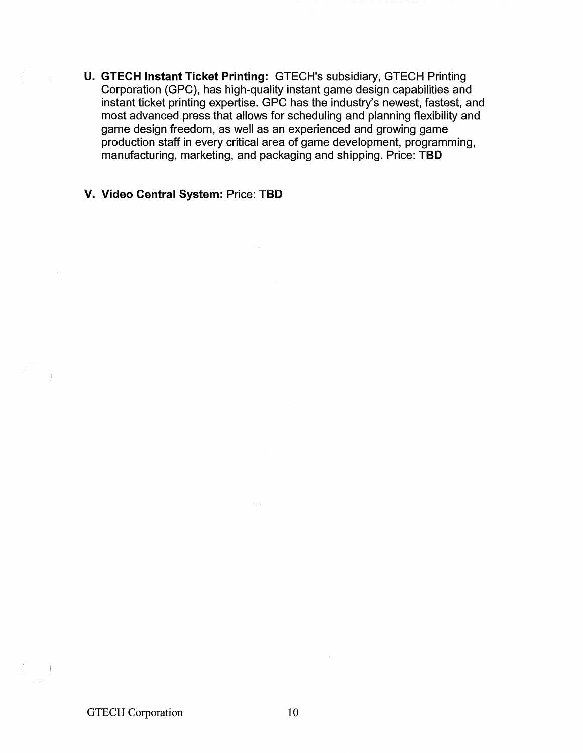**U. GTECH Instant Ticket Printing:** GTECH's subsidiary, GTECH Printing Corporation (GPC), has high-quality instant game design capabilities and instant ticket printing expertise. GPC has the industry's newest, fastest, and most advanced press that allows for scheduling and planning flexibility and game design freedom, as well as an experienced and growing game production staff in every critical area of game development, programming, manufacturing, marketing, and packaging and shipping. Price: **TBD**

**V. Video Central System:** Price: **TBD**